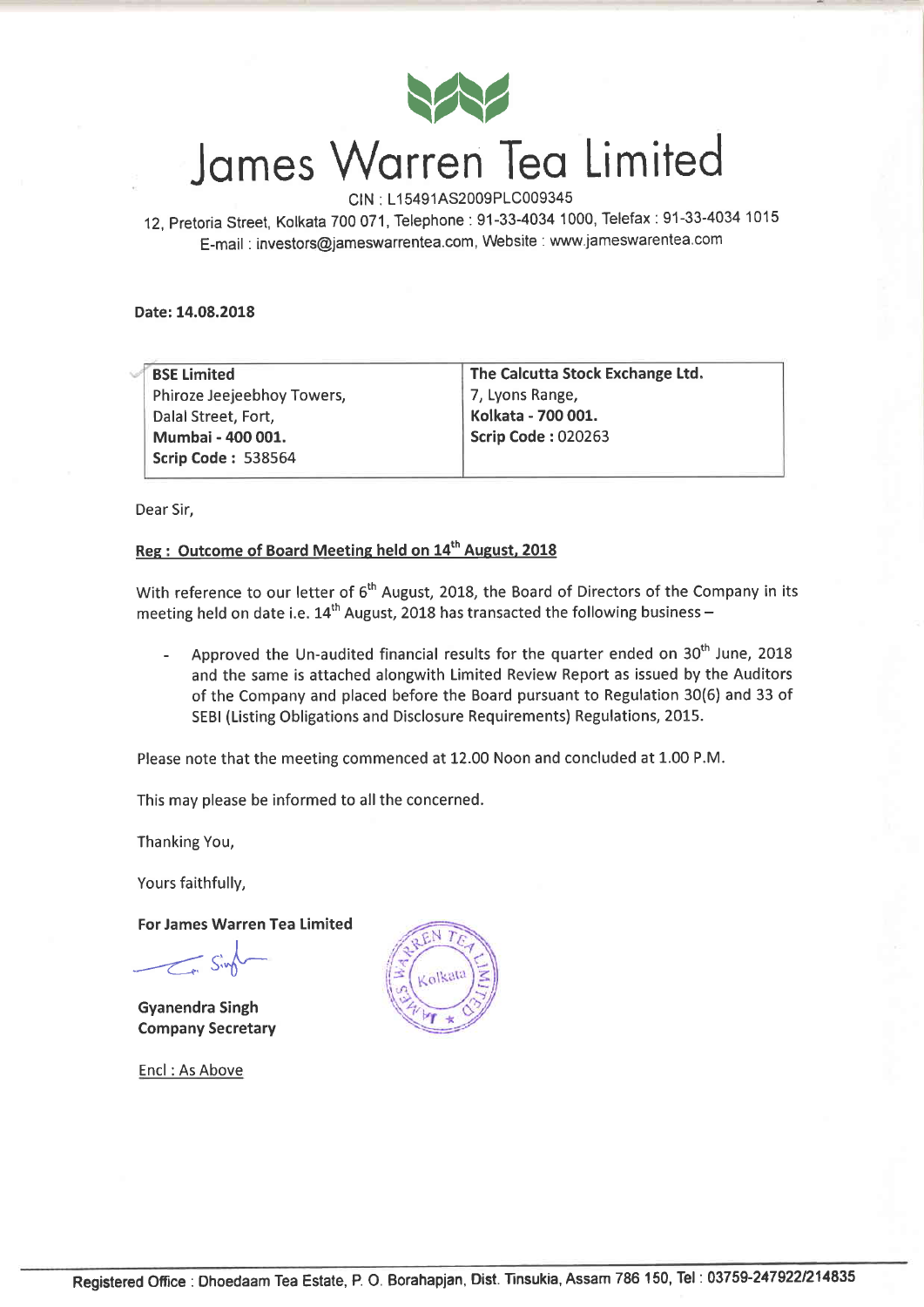# James Warren Tea Limited

CIN : L15491AS2009PLC009345

12, Pretoria Street, Kolkata 700 071, Telephone : 91-33-4034 1000, Telefax : 91-33-4034 1015
E-mail : investors@jameswarrentea.com, Website : www.jameswarentea.com

**Date: 14.08.2018**

| **BSE Limited**<br>Phiroze Jeejeebhoy Towers,<br>Dalal Street, Fort,<br>**Mumbai - 400 001.**<br>**Scrip Code :** 538564 | **The Calcutta Stock Exchange Ltd.**<br>7, Lyons Range,<br>**Kolkata - 700 001.**<br>**Scrip Code :** 020263 |
|---|---|

Dear Sir,

**Reg : Outcome of Board Meeting held on 14th August, 2018**

With reference to our letter of 6th August, 2018, the Board of Directors of the Company in its meeting held on date i.e. 14th August, 2018 has transacted the following business –

- Approved the Un-audited financial results for the quarter ended on 30th June, 2018 and the same is attached alongwith Limited Review Report as issued by the Auditors of the Company and placed before the Board pursuant to Regulation 30(6) and 33 of SEBI (Listing Obligations and Disclosure Requirements) Regulations, 2015.

Please note that the meeting commenced at 12.00 Noon and concluded at 1.00 P.M.

This may please be informed to all the concerned.

Thanking You,

Yours faithfully,

**For James Warren Tea Limited**

**Gyanendra Singh**
**Company Secretary**

Encl : As Above

Registered Office : Dhoedaam Tea Estate, P. O. Borahapjan, Dist. Tinsukia, Assam 786 150, Tel : 03759-247922/214835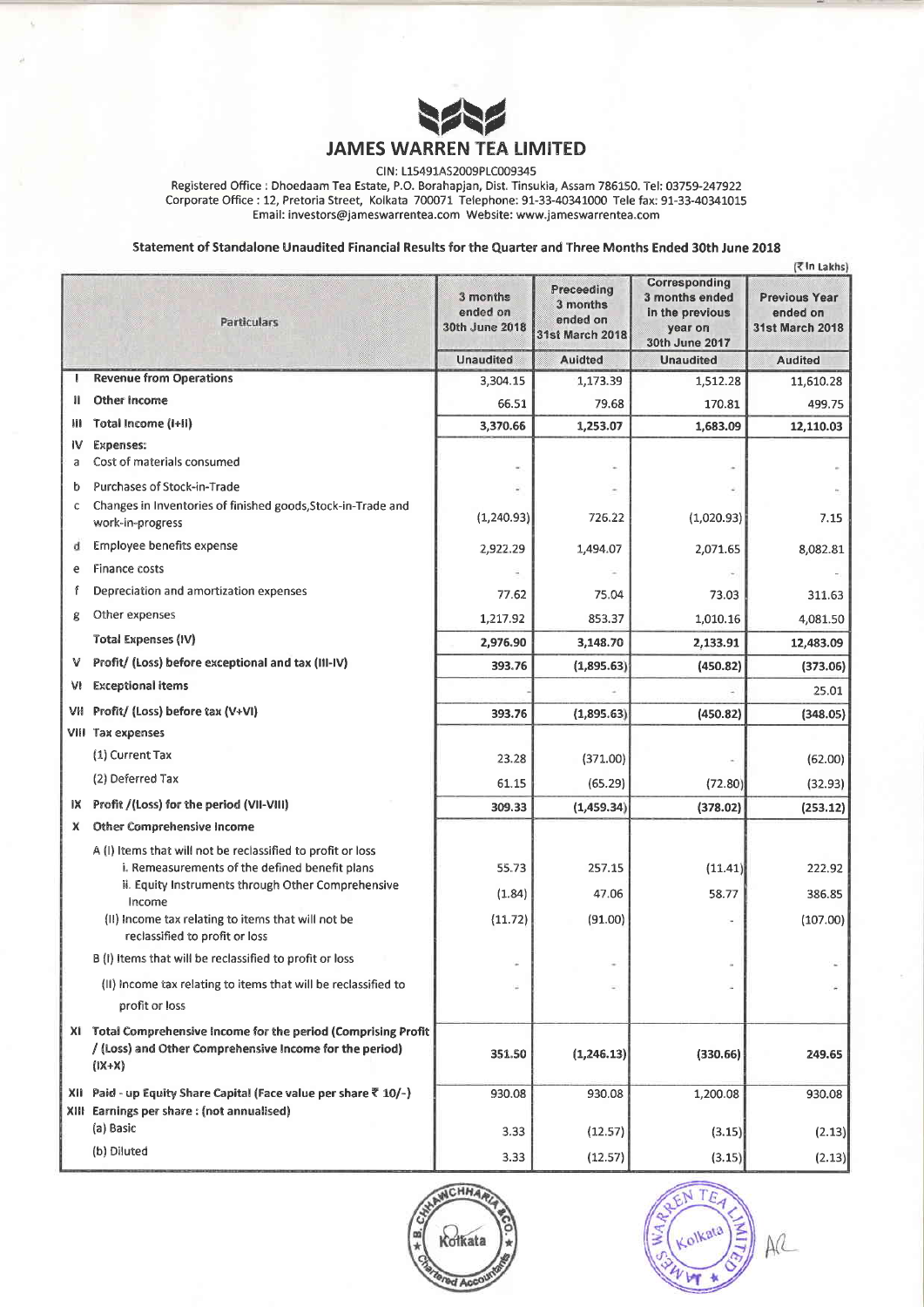# JAMES WARREN TEA LIMITED

CIN: L15491AS2009PLC009345

Registered Office : Dhoedaam Tea Estate, P.O. Borahapjan, Dist. Tinsukia, Assam 786150. Tel: 03759-247922
Corporate Office : 12, Pretoria Street, Kolkata 700071 Telephone: 91-33-40341000 Tele fax: 91-33-40341015
Email: investors@jameswarrentea.com Website: www.jameswarrentea.com

## Statement of Standalone Unaudited Financial Results for the Quarter and Three Months Ended 30th June 2018

(₹ in Lakhs)

| | Particulars | 3 months ended on 30th June 2018 | Preceeding 3 months ended on 31st March 2018 | Corresponding 3 months ended in the previous year on 30th June 2017 | Previous Year ended on 31st March 2018 |
|---|---|---|---|---|---|
| | | Unaudited | Auidted | Unaudited | Audited |
| I | Revenue from Operations | 3,304.15 | 1,173.39 | 1,512.28 | 11,610.28 |
| II | Other Income | 66.51 | 79.68 | 170.81 | 499.75 |
| III | Total Income (I+II) | 3,370.66 | 1,253.07 | 1,683.09 | 12,110.03 |
| IV | Expenses: | | | | |
| a | Cost of materials consumed | - | - | - | - |
| b | Purchases of Stock-in-Trade | - | - | - | - |
| c | Changes in inventories of finished goods,Stock-in-Trade and work-in-progress | (1,240.93) | 726.22 | (1,020.93) | 7.15 |
| d | Employee benefits expense | 2,922.29 | 1,494.07 | 2,071.65 | 8,082.81 |
| e | Finance costs | - | - | - | - |
| f | Depreciation and amortization expenses | 77.62 | 75.04 | 73.03 | 311.63 |
| g | Other expenses | 1,217.92 | 853.37 | 1,010.16 | 4,081.50 |
| | Total Expenses (IV) | 2,976.90 | 3,148.70 | 2,133.91 | 12,483.09 |
| V | Profit/ (Loss) before exceptional and tax (III-IV) | 393.76 | (1,895.63) | (450.82) | (373.06) |
| VI | Exceptional items | | - | - | 25.01 |
| VII | Profit/ (Loss) before tax (V+VI) | 393.76 | (1,895.63) | (450.82) | (348.05) |
| VIII | Tax expenses | | | | |
| | (1) Current Tax | 23.28 | (371.00) | - | (62.00) |
| | (2) Deferred Tax | 61.15 | (65.29) | (72.80) | (32.93) |
| IX | Profit /(Loss) for the period (VII-VIII) | 309.33 | (1,459.34) | (378.02) | (253.12) |
| X | Other Comprehensive Income | | | | |
| | A (I) Items that will not be reclassified to profit or loss<br>i. Remeasurements of the defined benefit plans | 55.73 | 257.15 | (11.41) | 222.92 |
| | ii. Equity Instruments through Other Comprehensive Income | (1.84) | 47.06 | 58.77 | 386.85 |
| | (II) Income tax relating to items that will not be reclassified to profit or loss | (11.72) | (91.00) | - | (107.00) |
| | B (I) Items that will be reclassified to profit or loss | - | - | - | - |
| | (II) Income tax relating to items that will be reclassified to profit or loss | - | - | - | - |
| XI | Total Comprehensive Income for the period (Comprising Profit / (Loss) and Other Comprehensive Income for the period) (IX+X) | 351.50 | (1,246.13) | (330.66) | 249.65 |
| XII | Paid - up Equity Share Capital (Face value per share ₹ 10/-) | 930.08 | 930.08 | 1,200.08 | 930.08 |
| XIII | Earnings per share : (not annualised) | | | | |
| | (a) Basic | 3.33 | (12.57) | (3.15) | (2.13) |
| | (b) Diluted | 3.33 | (12.57) | (3.15) | (2.13) |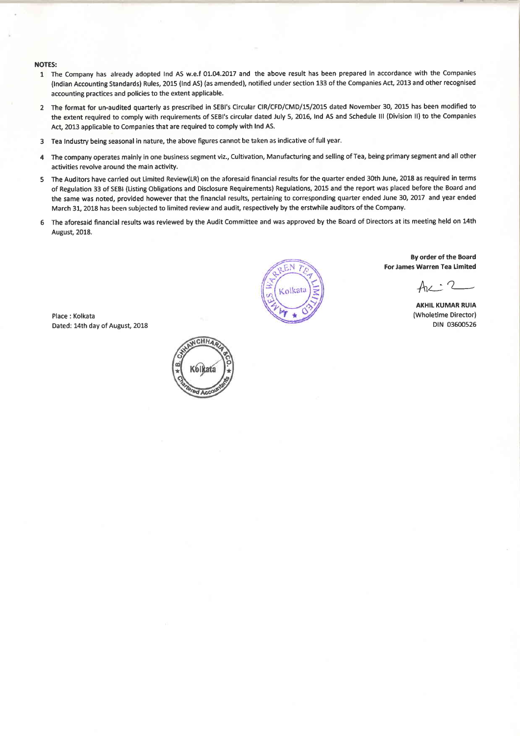**NOTES:**

1. The Company has already adopted Ind AS w.e.f 01.04.2017 and the above result has been prepared in accordance with the Companies (Indian Accounting Standards) Rules, 2015 (Ind AS) (as amended), notified under section 133 of the Companies Act, 2013 and other recognised accounting practices and policies to the extent applicable.
2. The format for un-audited quarterly as prescribed in SEBI's Circular CIR/CFD/CMD/15/2015 dated November 30, 2015 has been modified to the extent required to comply with requirements of SEBI's circular dated July 5, 2016, Ind AS and Schedule III (Division II) to the Companies Act, 2013 applicable to Companies that are required to comply with Ind AS.
3. Tea Industry being seasonal in nature, the above figures cannot be taken as indicative of full year.
4. The company operates mainly in one business segment viz., Cultivation, Manufacturing and selling of Tea, being primary segment and all other activities revolve around the main activity.
5. The Auditors have carried out Limited Review(LR) on the aforesaid financial results for the quarter ended 30th June, 2018 as required in terms of Regulation 33 of SEBI (Listing Obligations and Disclosure Requirements) Regulations, 2015 and the report was placed before the Board and the same was noted, provided however that the financial results, pertaining to corresponding quarter ended June 30, 2017 and year ended March 31, 2018 has been subjected to limited review and audit, respectively by the erstwhile auditors of the Company.
6. The aforesaid financial results was reviewed by the Audit Committee and was approved by the Board of Directors at its meeting held on 14th August, 2018.

**By order of the Board**
**For James Warren Tea Limited**

**AKHIL KUMAR RUIA**
(Wholetime Director)
DIN 03600526

Place : Kolkata
Dated: 14th day of August, 2018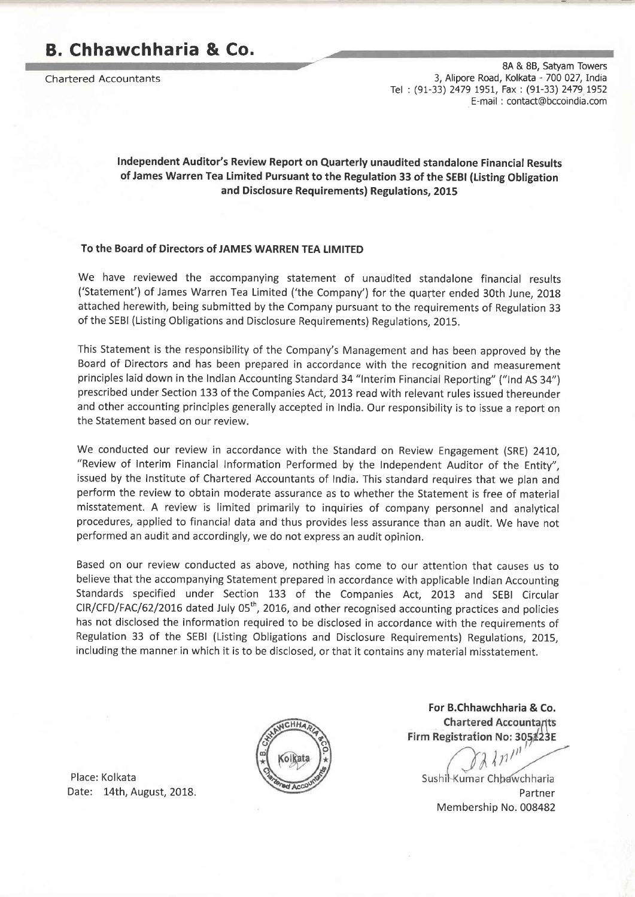# B. Chhawchharia & Co.

Chartered Accountants

8A & 8B, Satyam Towers
3, Alipore Road, Kolkata - 700 027, India
Tel : (91-33) 2479 1951, Fax : (91-33) 2479 1952
E-mail : contact@bccoindia.com

**Independent Auditor's Review Report on Quarterly unaudited standalone Financial Results of James Warren Tea Limited Pursuant to the Regulation 33 of the SEBI (Listing Obligation and Disclosure Requirements) Regulations, 2015**

**To the Board of Directors of JAMES WARREN TEA LIMITED**

We have reviewed the accompanying statement of unaudited standalone financial results ('Statement') of James Warren Tea Limited ('the Company') for the quarter ended 30th June, 2018 attached herewith, being submitted by the Company pursuant to the requirements of Regulation 33 of the SEBI (Listing Obligations and Disclosure Requirements) Regulations, 2015.

This Statement is the responsibility of the Company's Management and has been approved by the Board of Directors and has been prepared in accordance with the recognition and measurement principles laid down in the Indian Accounting Standard 34 "Interim Financial Reporting" ("Ind AS 34") prescribed under Section 133 of the Companies Act, 2013 read with relevant rules issued thereunder and other accounting principles generally accepted in India. Our responsibility is to issue a report on the Statement based on our review.

We conducted our review in accordance with the Standard on Review Engagement (SRE) 2410, "Review of Interim Financial Information Performed by the Independent Auditor of the Entity", issued by the Institute of Chartered Accountants of India. This standard requires that we plan and perform the review to obtain moderate assurance as to whether the Statement is free of material misstatement. A review is limited primarily to inquiries of company personnel and analytical procedures, applied to financial data and thus provides less assurance than an audit. We have not performed an audit and accordingly, we do not express an audit opinion.

Based on our review conducted as above, nothing has come to our attention that causes us to believe that the accompanying Statement prepared in accordance with applicable Indian Accounting Standards specified under Section 133 of the Companies Act, 2013 and SEBI Circular CIR/CFD/FAC/62/2016 dated July 05th, 2016, and other recognised accounting practices and policies has not disclosed the information required to be disclosed in accordance with the requirements of Regulation 33 of the SEBI (Listing Obligations and Disclosure Requirements) Regulations, 2015, including the manner in which it is to be disclosed, or that it contains any material misstatement.

**For B.Chhawchharia & Co.**
**Chartered Accountants**
**Firm Registration No: 305123E**

Sushil Kumar Chhawchharia
Partner
Membership No. 008482

Place: Kolkata
Date: 14th, August, 2018.